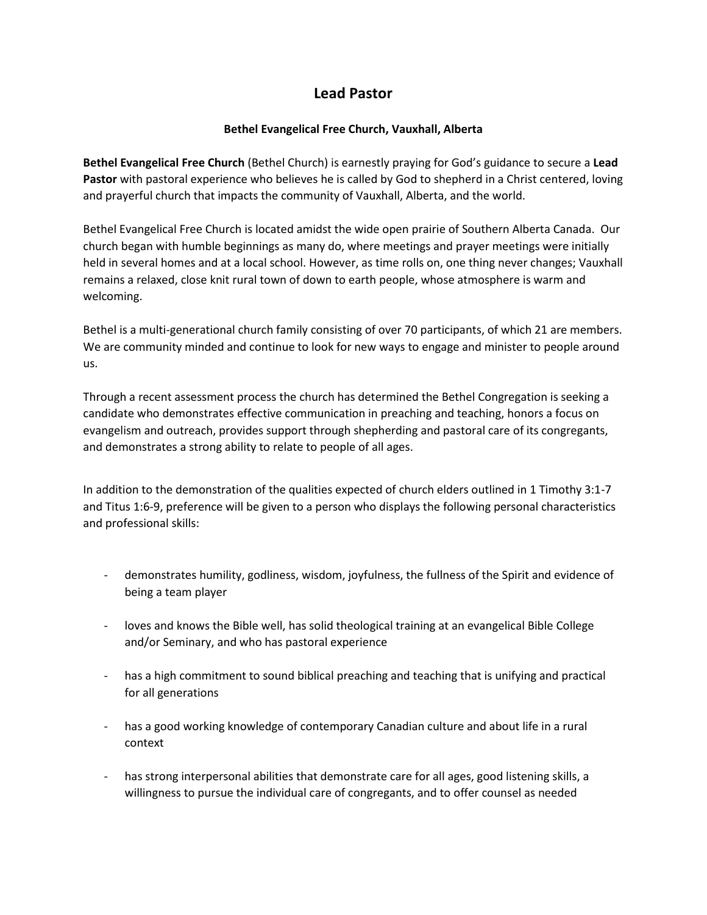# Lead Pastor

**Bethel Evangelical Free Church, Vauxhall, Alberta**

**Bethel Evangelical Free Church** (Bethel Church) is earnestly praying for God's guidance to secure a **Lead Pastor** with pastoral experience who believes he is called by God to shepherd in a Christ centered, loving and prayerful church that impacts the community of Vauxhall, Alberta, and the world.

Bethel Evangelical Free Church is located amidst the wide open prairie of Southern Alberta Canada. Our church began with humble beginnings as many do, where meetings and prayer meetings were initially held in several homes and at a local school. However, as time rolls on, one thing never changes; Vauxhall remains a relaxed, close knit rural town of down to earth people, whose atmosphere is warm and welcoming.

Bethel is a multi-generational church family consisting of over 70 participants, of which 21 are members. We are community minded and continue to look for new ways to engage and minister to people around us.

Through a recent assessment process the church has determined the Bethel Congregation is seeking a candidate who demonstrates effective communication in preaching and teaching, honors a focus on evangelism and outreach, provides support through shepherding and pastoral care of its congregants, and demonstrates a strong ability to relate to people of all ages.

In addition to the demonstration of the qualities expected of church elders outlined in 1 Timothy 3:1-7 and Titus 1:6-9, preference will be given to a person who displays the following personal characteristics and professional skills:

- demonstrates humility, godliness, wisdom, joyfulness, the fullness of the Spirit and evidence of being a team player
- loves and knows the Bible well, has solid theological training at an evangelical Bible College and/or Seminary, and who has pastoral experience
- has a high commitment to sound biblical preaching and teaching that is unifying and practical for all generations
- has a good working knowledge of contemporary Canadian culture and about life in a rural context
- has strong interpersonal abilities that demonstrate care for all ages, good listening skills, a willingness to pursue the individual care of congregants, and to offer counsel as needed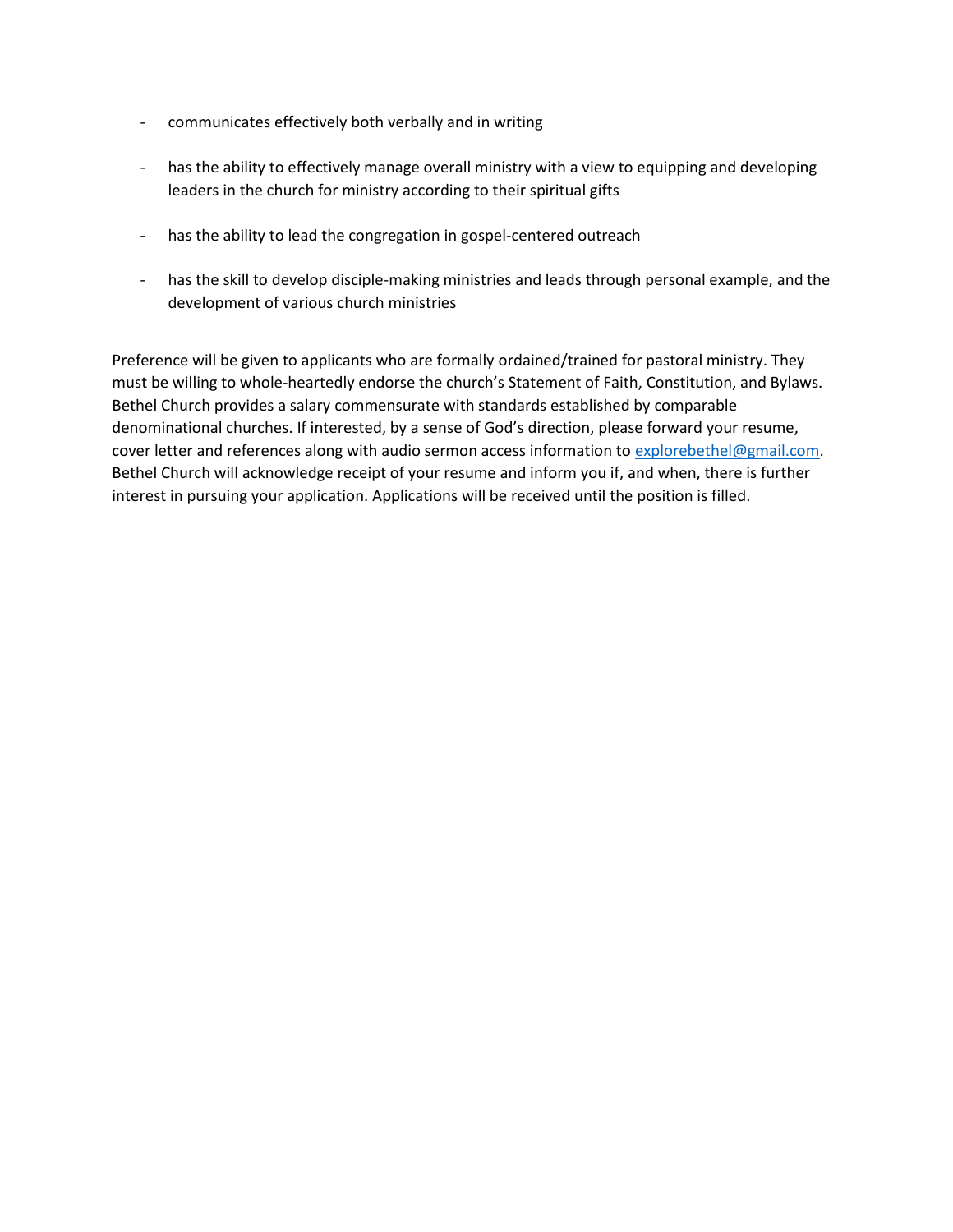- communicates effectively both verbally and in writing

- has the ability to effectively manage overall ministry with a view to equipping and developing leaders in the church for ministry according to their spiritual gifts

- has the ability to lead the congregation in gospel-centered outreach

- has the skill to develop disciple-making ministries and leads through personal example, and the development of various church ministries

Preference will be given to applicants who are formally ordained/trained for pastoral ministry. They must be willing to whole-heartedly endorse the church's Statement of Faith, Constitution, and Bylaws. Bethel Church provides a salary commensurate with standards established by comparable denominational churches. If interested, by a sense of God's direction, please forward your resume, cover letter and references along with audio sermon access information to explorebethel@gmail.com. Bethel Church will acknowledge receipt of your resume and inform you if, and when, there is further interest in pursuing your application. Applications will be received until the position is filled.